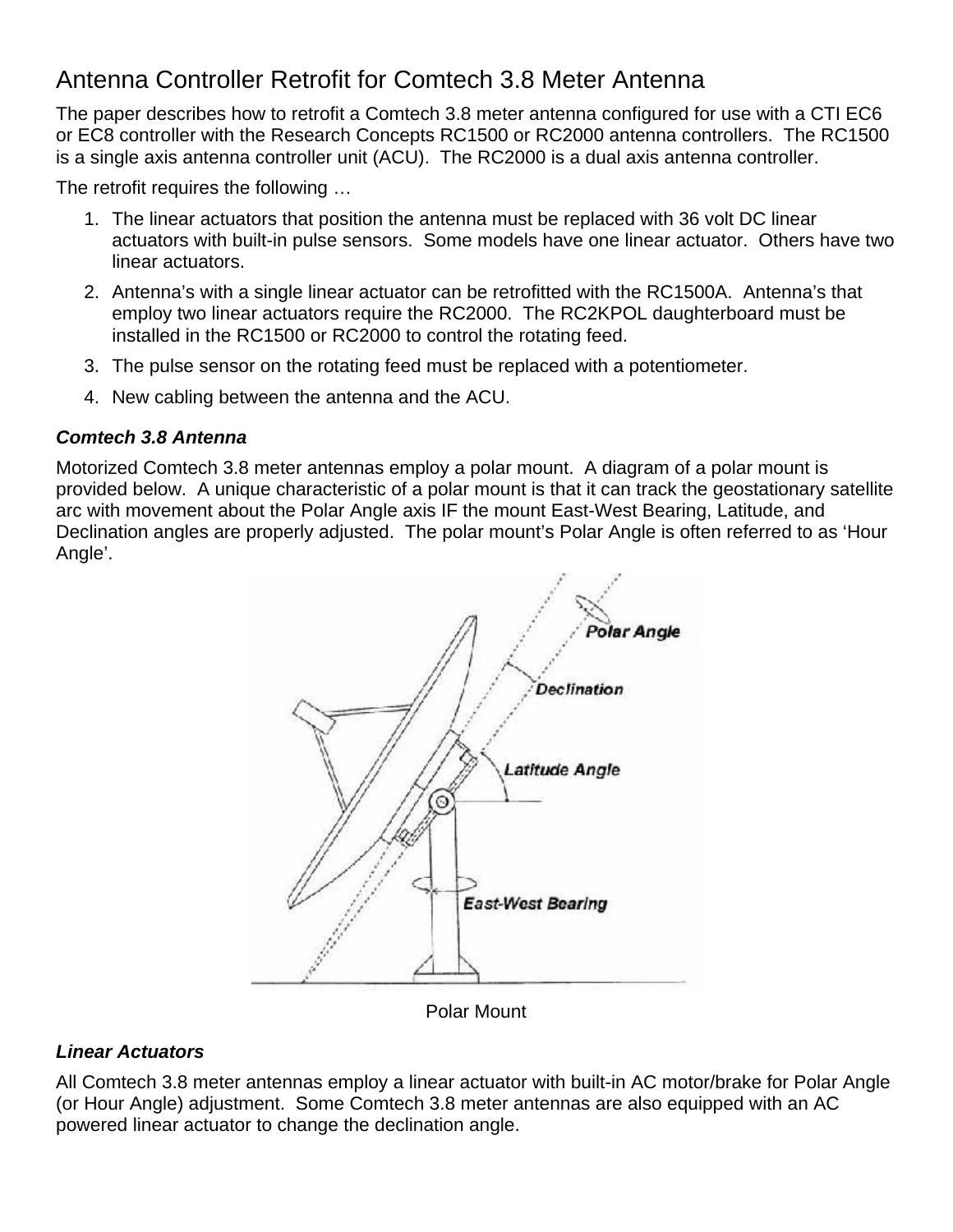# Antenna Controller Retrofit for Comtech 3.8 Meter Antenna

The paper describes how to retrofit a Comtech 3.8 meter antenna configured for use with a CTI EC6 or EC8 controller with the Research Concepts RC1500 or RC2000 antenna controllers. The RC1500 is a single axis antenna controller unit (ACU). The RC2000 is a dual axis antenna controller.

The retrofit requires the following …

1. The linear actuators that position the antenna must be replaced with 36 volt DC linear actuators with built-in pulse sensors. Some models have one linear actuator. Others have two linear actuators.
2. Antenna's with a single linear actuator can be retrofitted with the RC1500A. Antenna's that employ two linear actuators require the RC2000. The RC2KPOL daughterboard must be installed in the RC1500 or RC2000 to control the rotating feed.
3. The pulse sensor on the rotating feed must be replaced with a potentiometer.
4. New cabling between the antenna and the ACU.

### *Comtech 3.8 Antenna*

Motorized Comtech 3.8 meter antennas employ a polar mount. A diagram of a polar mount is provided below. A unique characteristic of a polar mount is that it can track the geostationary satellite arc with movement about the Polar Angle axis IF the mount East-West Bearing, Latitude, and Declination angles are properly adjusted. The polar mount's Polar Angle is often referred to as 'Hour Angle'.

Polar Mount

### *Linear Actuators*

All Comtech 3.8 meter antennas employ a linear actuator with built-in AC motor/brake for Polar Angle (or Hour Angle) adjustment. Some Comtech 3.8 meter antennas are also equipped with an AC powered linear actuator to change the declination angle.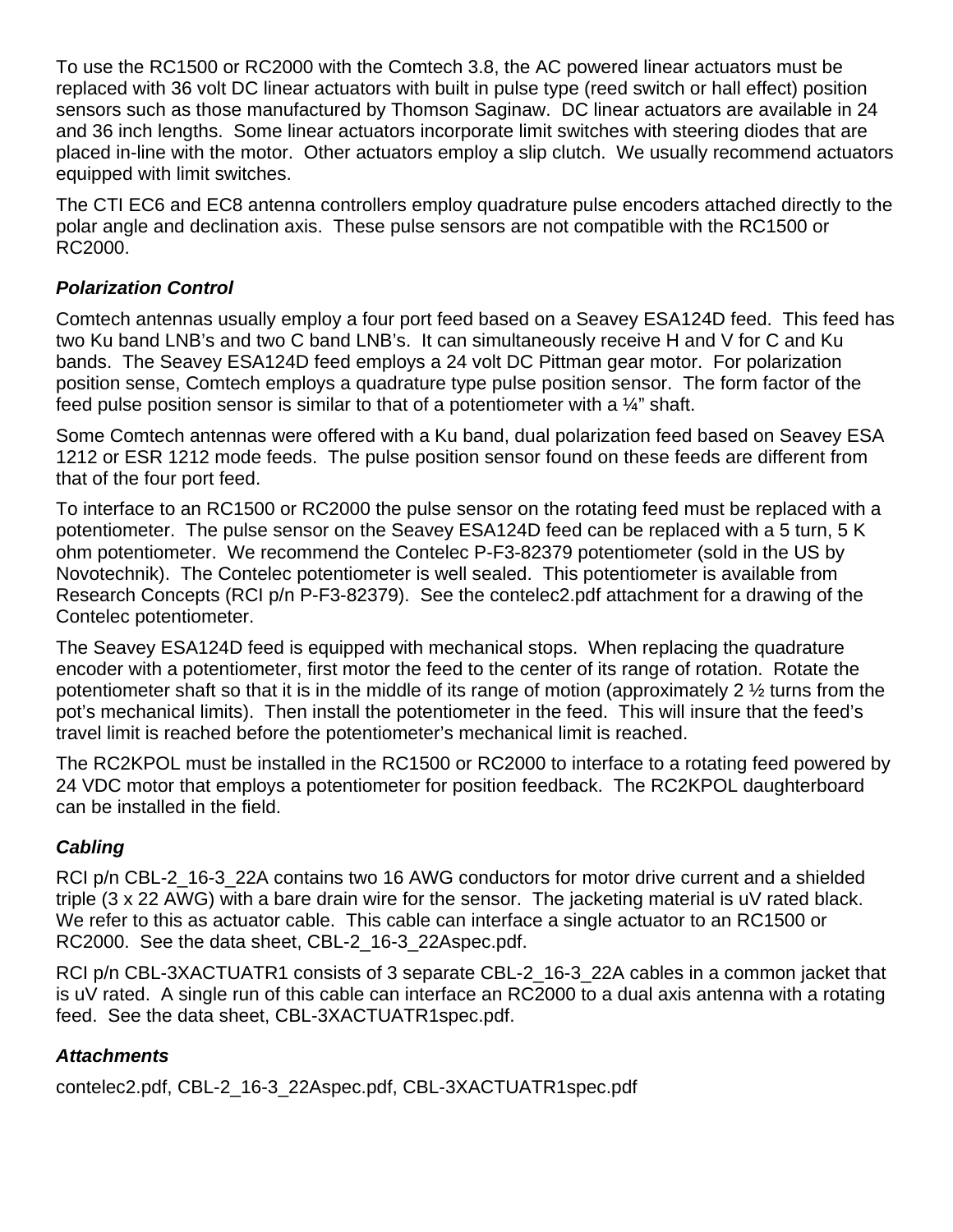To use the RC1500 or RC2000 with the Comtech 3.8, the AC powered linear actuators must be replaced with 36 volt DC linear actuators with built in pulse type (reed switch or hall effect) position sensors such as those manufactured by Thomson Saginaw. DC linear actuators are available in 24 and 36 inch lengths. Some linear actuators incorporate limit switches with steering diodes that are placed in-line with the motor. Other actuators employ a slip clutch. We usually recommend actuators equipped with limit switches.

The CTI EC6 and EC8 antenna controllers employ quadrature pulse encoders attached directly to the polar angle and declination axis. These pulse sensors are not compatible with the RC1500 or RC2000.

### *Polarization Control*

Comtech antennas usually employ a four port feed based on a Seavey ESA124D feed. This feed has two Ku band LNB's and two C band LNB's. It can simultaneously receive H and V for C and Ku bands. The Seavey ESA124D feed employs a 24 volt DC Pittman gear motor. For polarization position sense, Comtech employs a quadrature type pulse position sensor. The form factor of the feed pulse position sensor is similar to that of a potentiometer with a ¼" shaft.

Some Comtech antennas were offered with a Ku band, dual polarization feed based on Seavey ESA 1212 or ESR 1212 mode feeds. The pulse position sensor found on these feeds are different from that of the four port feed.

To interface to an RC1500 or RC2000 the pulse sensor on the rotating feed must be replaced with a potentiometer. The pulse sensor on the Seavey ESA124D feed can be replaced with a 5 turn, 5 K ohm potentiometer. We recommend the Contelec P-F3-82379 potentiometer (sold in the US by Novotechnik). The Contelec potentiometer is well sealed. This potentiometer is available from Research Concepts (RCI p/n P-F3-82379). See the contelec2.pdf attachment for a drawing of the Contelec potentiometer.

The Seavey ESA124D feed is equipped with mechanical stops. When replacing the quadrature encoder with a potentiometer, first motor the feed to the center of its range of rotation. Rotate the potentiometer shaft so that it is in the middle of its range of motion (approximately 2 ½ turns from the pot's mechanical limits). Then install the potentiometer in the feed. This will insure that the feed's travel limit is reached before the potentiometer's mechanical limit is reached.

The RC2KPOL must be installed in the RC1500 or RC2000 to interface to a rotating feed powered by 24 VDC motor that employs a potentiometer for position feedback. The RC2KPOL daughterboard can be installed in the field.

### *Cabling*

RCI p/n CBL-2_16-3_22A contains two 16 AWG conductors for motor drive current and a shielded triple (3 x 22 AWG) with a bare drain wire for the sensor. The jacketing material is uV rated black. We refer to this as actuator cable. This cable can interface a single actuator to an RC1500 or RC2000. See the data sheet, CBL-2_16-3_22Aspec.pdf.

RCI p/n CBL-3XACTUATR1 consists of 3 separate CBL-2_16-3_22A cables in a common jacket that is uV rated. A single run of this cable can interface an RC2000 to a dual axis antenna with a rotating feed. See the data sheet, CBL-3XACTUATR1spec.pdf.

### *Attachments*

contelec2.pdf, CBL-2_16-3_22Aspec.pdf, CBL-3XACTUATR1spec.pdf